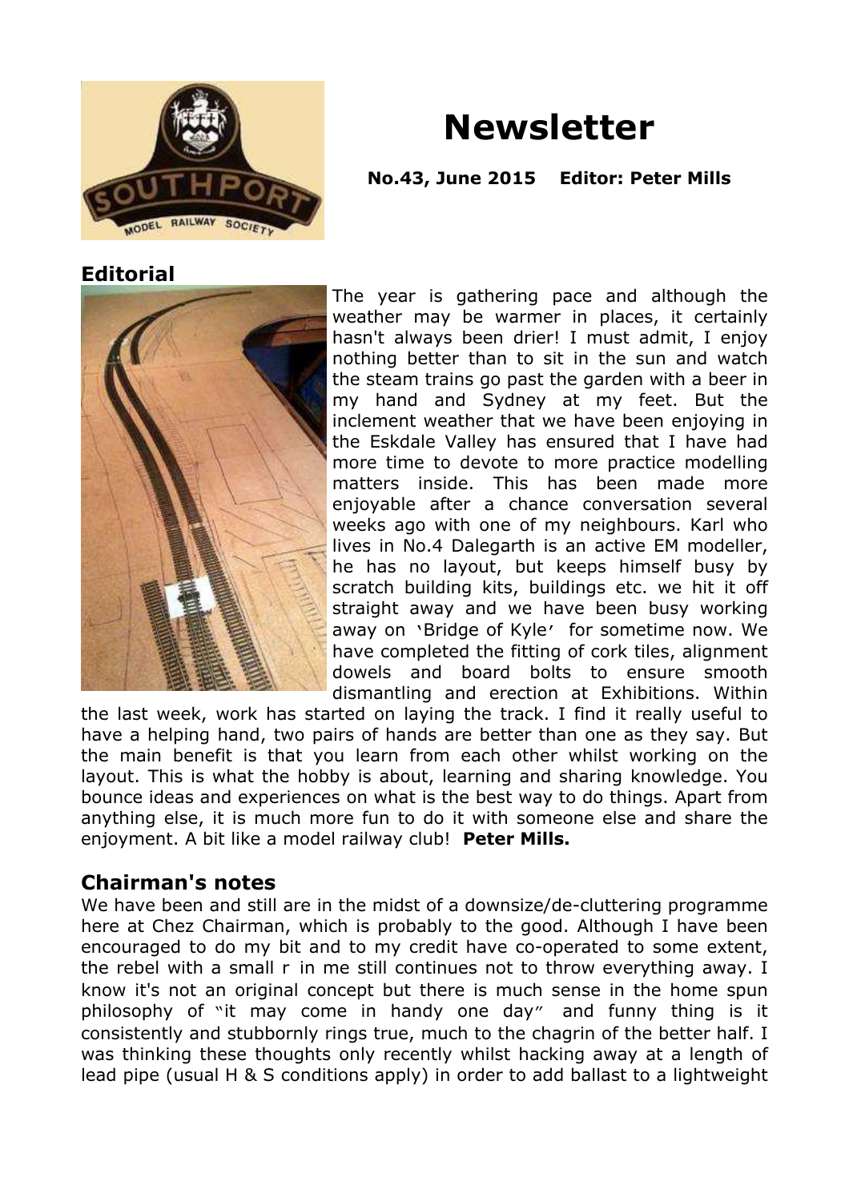# Newsletter

**No.43, June 2015    Editor: Peter Mills**

## Editorial

The year is gathering pace and although the weather may be warmer in places, it certainly hasn't always been drier! I must admit, I enjoy nothing better than to sit in the sun and watch the steam trains go past the garden with a beer in my hand and Sydney at my feet. But the inclement weather that we have been enjoying in the Eskdale Valley has ensured that I have had more time to devote to more practice modelling matters inside. This has been made more enjoyable after a chance conversation several weeks ago with one of my neighbours. Karl who lives in No.4 Dalegarth is an active EM modeller, he has no layout, but keeps himself busy by scratch building kits, buildings etc. we hit it off straight away and we have been busy working away on 'Bridge of Kyle' for sometime now. We have completed the fitting of cork tiles, alignment dowels and board bolts to ensure smooth dismantling and erection at Exhibitions. Within the last week, work has started on laying the track. I find it really useful to have a helping hand, two pairs of hands are better than one as they say. But the main benefit is that you learn from each other whilst working on the layout. This is what the hobby is about, learning and sharing knowledge. You bounce ideas and experiences on what is the best way to do things. Apart from anything else, it is much more fun to do it with someone else and share the enjoyment. A bit like a model railway club! **Peter Mills.**

## Chairman's notes

We have been and still are in the midst of a downsize/de-cluttering programme here at Chez Chairman, which is probably to the good. Although I have been encouraged to do my bit and to my credit have co-operated to some extent, the rebel with a small r in me still continues not to throw everything away. I know it's not an original concept but there is much sense in the home spun philosophy of "it may come in handy one day" and funny thing is it consistently and stubbornly rings true, much to the chagrin of the better half. I was thinking these thoughts only recently whilst hacking away at a length of lead pipe (usual H & S conditions apply) in order to add ballast to a lightweight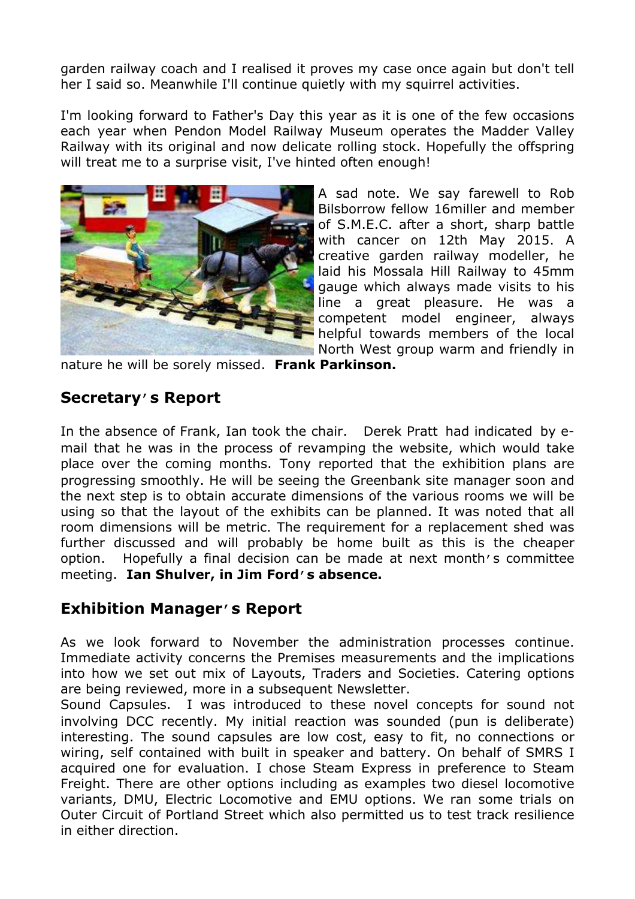garden railway coach and I realised it proves my case once again but don't tell her I said so. Meanwhile I'll continue quietly with my squirrel activities.

I'm looking forward to Father's Day this year as it is one of the few occasions each year when Pendon Model Railway Museum operates the Madder Valley Railway with its original and now delicate rolling stock. Hopefully the offspring will treat me to a surprise visit, I've hinted often enough!

A sad note. We say farewell to Rob Bilsborrow fellow 16miller and member of S.M.E.C. after a short, sharp battle with cancer on 12th May 2015. A creative garden railway modeller, he laid his Mossala Hill Railway to 45mm gauge which always made visits to his line a great pleasure. He was a competent model engineer, always helpful towards members of the local North West group warm and friendly in nature he will be sorely missed. **Frank Parkinson.**

## Secretary's Report

In the absence of Frank, Ian took the chair. Derek Pratt had indicated by e-mail that he was in the process of revamping the website, which would take place over the coming months. Tony reported that the exhibition plans are progressing smoothly. He will be seeing the Greenbank site manager soon and the next step is to obtain accurate dimensions of the various rooms we will be using so that the layout of the exhibits can be planned. It was noted that all room dimensions will be metric. The requirement for a replacement shed was further discussed and will probably be home built as this is the cheaper option. Hopefully a final decision can be made at next month's committee meeting. **Ian Shulver, in Jim Ford's absence.**

## Exhibition Manager's Report

As we look forward to November the administration processes continue. Immediate activity concerns the Premises measurements and the implications into how we set out mix of Layouts, Traders and Societies. Catering options are being reviewed, more in a subsequent Newsletter.

Sound Capsules. I was introduced to these novel concepts for sound not involving DCC recently. My initial reaction was sounded (pun is deliberate) interesting. The sound capsules are low cost, easy to fit, no connections or wiring, self contained with built in speaker and battery. On behalf of SMRS I acquired one for evaluation. I chose Steam Express in preference to Steam Freight. There are other options including as examples two diesel locomotive variants, DMU, Electric Locomotive and EMU options. We ran some trials on Outer Circuit of Portland Street which also permitted us to test track resilience in either direction.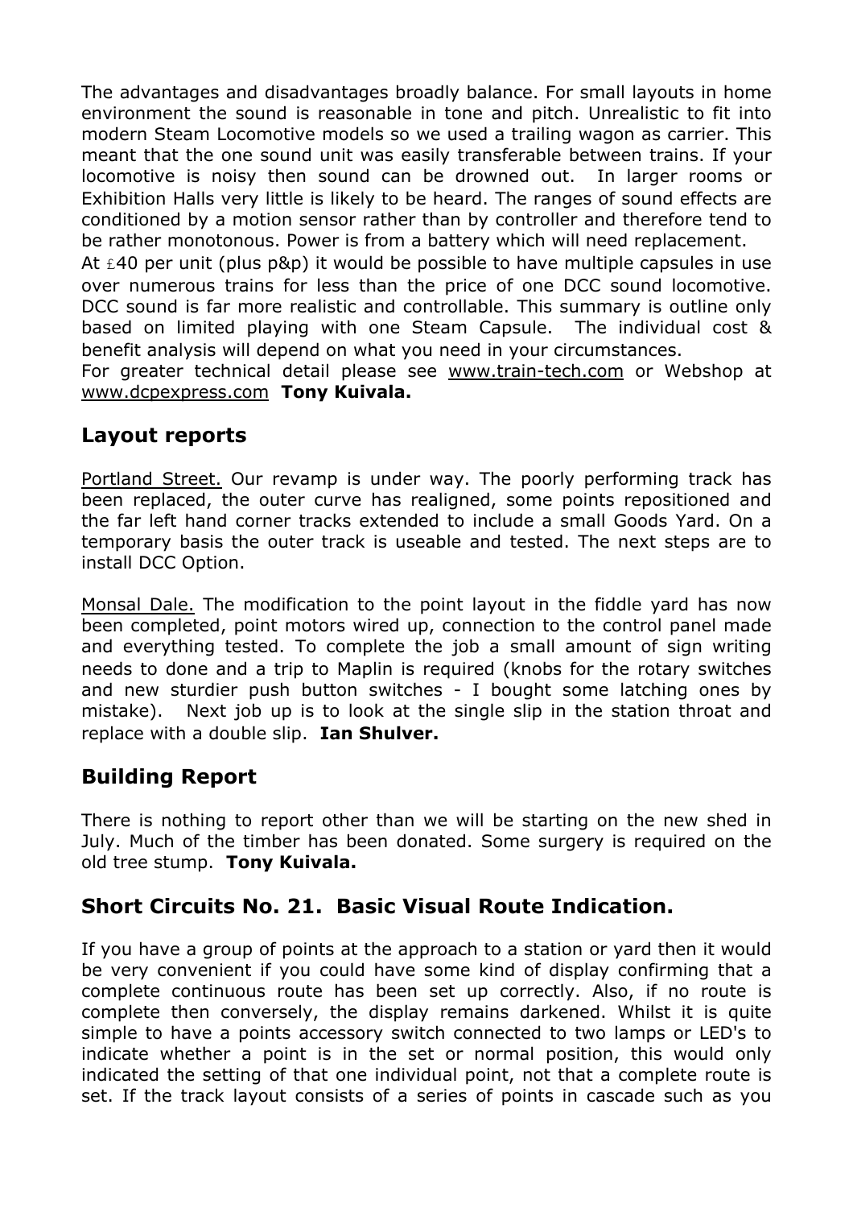The advantages and disadvantages broadly balance. For small layouts in home environment the sound is reasonable in tone and pitch. Unrealistic to fit into modern Steam Locomotive models so we used a trailing wagon as carrier. This meant that the one sound unit was easily transferable between trains. If your locomotive is noisy then sound can be drowned out. In larger rooms or Exhibition Halls very little is likely to be heard. The ranges of sound effects are conditioned by a motion sensor rather than by controller and therefore tend to be rather monotonous. Power is from a battery which will need replacement.

At £40 per unit (plus p&p) it would be possible to have multiple capsules in use over numerous trains for less than the price of one DCC sound locomotive. DCC sound is far more realistic and controllable. This summary is outline only based on limited playing with one Steam Capsule. The individual cost & benefit analysis will depend on what you need in your circumstances.

For greater technical detail please see www.train-tech.com or Webshop at www.dcpexpress.com **Tony Kuivala.**

## Layout reports

Portland Street. Our revamp is under way. The poorly performing track has been replaced, the outer curve has realigned, some points repositioned and the far left hand corner tracks extended to include a small Goods Yard. On a temporary basis the outer track is useable and tested. The next steps are to install DCC Option.

Monsal Dale. The modification to the point layout in the fiddle yard has now been completed, point motors wired up, connection to the control panel made and everything tested. To complete the job a small amount of sign writing needs to done and a trip to Maplin is required (knobs for the rotary switches and new sturdier push button switches - I bought some latching ones by mistake). Next job up is to look at the single slip in the station throat and replace with a double slip. **Ian Shulver.**

## Building Report

There is nothing to report other than we will be starting on the new shed in July. Much of the timber has been donated. Some surgery is required on the old tree stump. **Tony Kuivala.**

## Short Circuits No. 21. Basic Visual Route Indication.

If you have a group of points at the approach to a station or yard then it would be very convenient if you could have some kind of display confirming that a complete continuous route has been set up correctly. Also, if no route is complete then conversely, the display remains darkened. Whilst it is quite simple to have a points accessory switch connected to two lamps or LED's to indicate whether a point is in the set or normal position, this would only indicated the setting of that one individual point, not that a complete route is set. If the track layout consists of a series of points in cascade such as you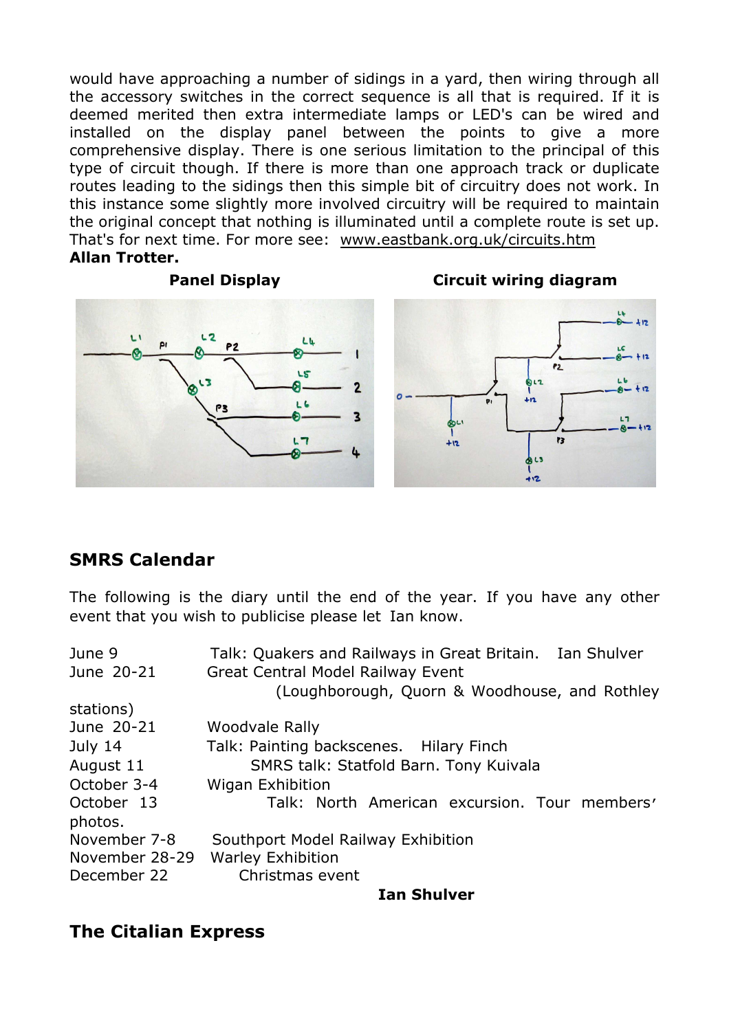would have approaching a number of sidings in a yard, then wiring through all the accessory switches in the correct sequence is all that is required. If it is deemed merited then extra intermediate lamps or LED's can be wired and installed on the display panel between the points to give a more comprehensive display. There is one serious limitation to the principal of this type of circuit though. If there is more than one approach track or duplicate routes leading to the sidings then this simple bit of circuitry does not work. In this instance some slightly more involved circuitry will be required to maintain the original concept that nothing is illuminated until a complete route is set up. That's for next time. For more see: www.eastbank.org.uk/circuits.htm

**Allan Trotter.**

**Panel Display**

**Circuit wiring diagram**

## SMRS Calendar

The following is the diary until the end of the year. If you have any other event that you wish to publicise please let Ian know.

| | |
|---|---|
| June 9 | Talk: Quakers and Railways in Great Britain. Ian Shulver |
| June 20-21 | Great Central Model Railway Event (Loughborough, Quorn & Woodhouse, and Rothley stations) |
| June 20-21 | Woodvale Rally |
| July 14 | Talk: Painting backscenes. Hilary Finch |
| August 11 | SMRS talk: Statfold Barn. Tony Kuivala |
| October 3-4 | Wigan Exhibition |
| October 13 | Talk: North American excursion. Tour members' photos. |
| November 7-8 | Southport Model Railway Exhibition |
| November 28-29 | Warley Exhibition |
| December 22 | Christmas event |

**Ian Shulver**

## The Citalian Express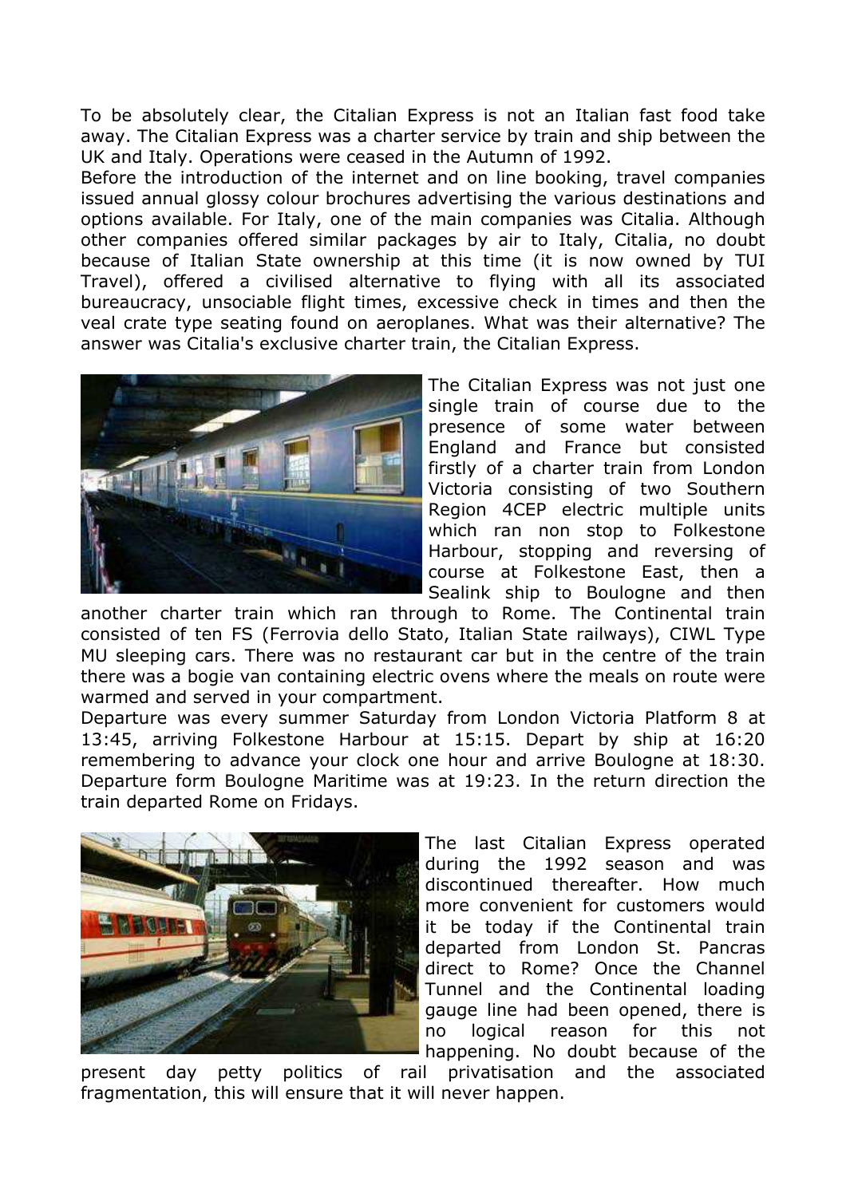To be absolutely clear, the Citalian Express is not an Italian fast food take away. The Citalian Express was a charter service by train and ship between the UK and Italy. Operations were ceased in the Autumn of 1992.

Before the introduction of the internet and on line booking, travel companies issued annual glossy colour brochures advertising the various destinations and options available. For Italy, one of the main companies was Citalia. Although other companies offered similar packages by air to Italy, Citalia, no doubt because of Italian State ownership at this time (it is now owned by TUI Travel), offered a civilised alternative to flying with all its associated bureaucracy, unsociable flight times, excessive check in times and then the veal crate type seating found on aeroplanes. What was their alternative? The answer was Citalia's exclusive charter train, the Citalian Express.

The Citalian Express was not just one single train of course due to the presence of some water between England and France but consisted firstly of a charter train from London Victoria consisting of two Southern Region 4CEP electric multiple units which ran non stop to Folkestone Harbour, stopping and reversing of course at Folkestone East, then a Sealink ship to Boulogne and then another charter train which ran through to Rome. The Continental train consisted of ten FS (Ferrovia dello Stato, Italian State railways), CIWL Type MU sleeping cars. There was no restaurant car but in the centre of the train there was a bogie van containing electric ovens where the meals on route were warmed and served in your compartment.

Departure was every summer Saturday from London Victoria Platform 8 at 13:45, arriving Folkestone Harbour at 15:15. Depart by ship at 16:20 remembering to advance your clock one hour and arrive Boulogne at 18:30. Departure form Boulogne Maritime was at 19:23. In the return direction the train departed Rome on Fridays.

The last Citalian Express operated during the 1992 season and was discontinued thereafter. How much more convenient for customers would it be today if the Continental train departed from London St. Pancras direct to Rome? Once the Channel Tunnel and the Continental loading gauge line had been opened, there is no logical reason for this not happening. No doubt because of the present day petty politics of rail privatisation and the associated fragmentation, this will ensure that it will never happen.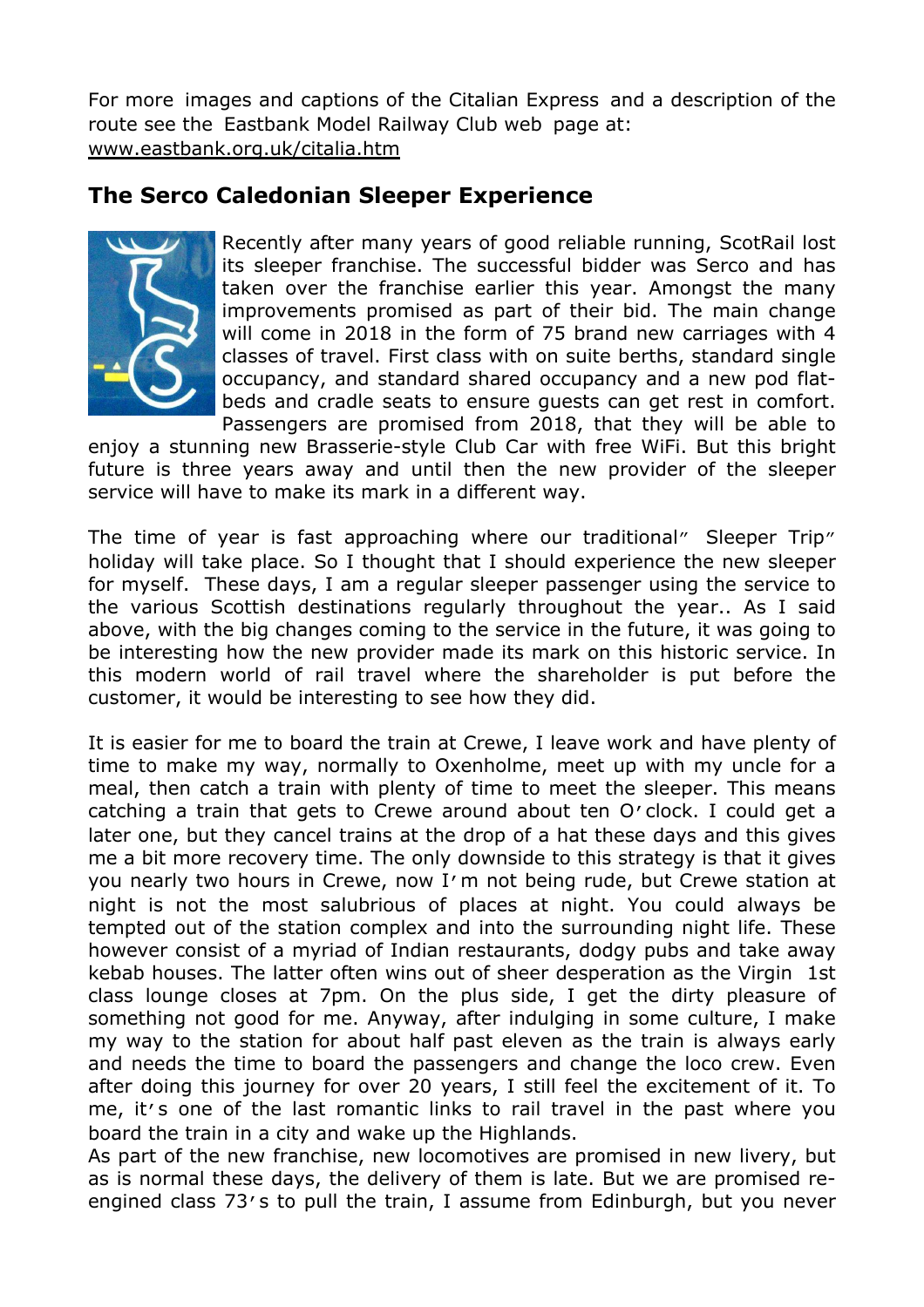For more images and captions of the Citalian Express and a description of the route see the Eastbank Model Railway Club web page at: www.eastbank.org.uk/citalia.htm

## The Serco Caledonian Sleeper Experience

Recently after many years of good reliable running, ScotRail lost its sleeper franchise. The successful bidder was Serco and has taken over the franchise earlier this year. Amongst the many improvements promised as part of their bid. The main change will come in 2018 in the form of 75 brand new carriages with 4 classes of travel. First class with on suite berths, standard single occupancy, and standard shared occupancy and a new pod flat-beds and cradle seats to ensure guests can get rest in comfort. Passengers are promised from 2018, that they will be able to enjoy a stunning new Brasserie-style Club Car with free WiFi. But this bright future is three years away and until then the new provider of the sleeper service will have to make its mark in a different way.

The time of year is fast approaching where our traditional" Sleeper Trip" holiday will take place. So I thought that I should experience the new sleeper for myself. These days, I am a regular sleeper passenger using the service to the various Scottish destinations regularly throughout the year.. As I said above, with the big changes coming to the service in the future, it was going to be interesting how the new provider made its mark on this historic service. In this modern world of rail travel where the shareholder is put before the customer, it would be interesting to see how they did.

It is easier for me to board the train at Crewe, I leave work and have plenty of time to make my way, normally to Oxenholme, meet up with my uncle for a meal, then catch a train with plenty of time to meet the sleeper. This means catching a train that gets to Crewe around about ten O'clock. I could get a later one, but they cancel trains at the drop of a hat these days and this gives me a bit more recovery time. The only downside to this strategy is that it gives you nearly two hours in Crewe, now I'm not being rude, but Crewe station at night is not the most salubrious of places at night. You could always be tempted out of the station complex and into the surrounding night life. These however consist of a myriad of Indian restaurants, dodgy pubs and take away kebab houses. The latter often wins out of sheer desperation as the Virgin 1st class lounge closes at 7pm. On the plus side, I get the dirty pleasure of something not good for me. Anyway, after indulging in some culture, I make my way to the station for about half past eleven as the train is always early and needs the time to board the passengers and change the loco crew. Even after doing this journey for over 20 years, I still feel the excitement of it. To me, it's one of the last romantic links to rail travel in the past where you board the train in a city and wake up the Highlands.
As part of the new franchise, new locomotives are promised in new livery, but as is normal these days, the delivery of them is late. But we are promised re-engined class 73's to pull the train, I assume from Edinburgh, but you never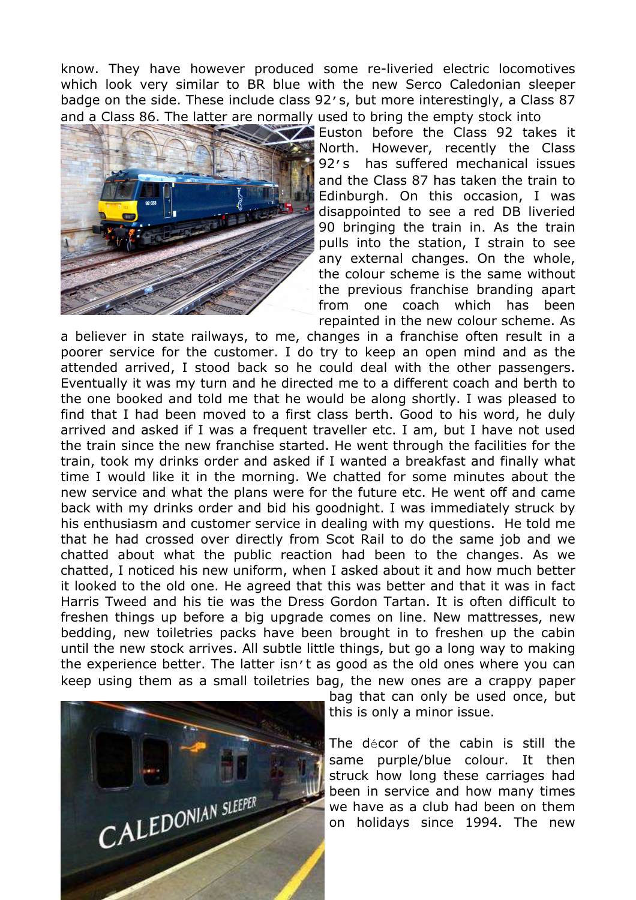know. They have however produced some re-liveried electric locomotives which look very similar to BR blue with the new Serco Caledonian sleeper badge on the side. These include class 92's, but more interestingly, a Class 87 and a Class 86. The latter are normally used to bring the empty stock into Euston before the Class 92 takes it North. However, recently the Class 92's has suffered mechanical issues and the Class 87 has taken the train to Edinburgh. On this occasion, I was disappointed to see a red DB liveried 90 bringing the train in. As the train pulls into the station, I strain to see any external changes. On the whole, the colour scheme is the same without the previous franchise branding apart from one coach which has been repainted in the new colour scheme. As a believer in state railways, to me, changes in a franchise often result in a poorer service for the customer. I do try to keep an open mind and as the attended arrived, I stood back so he could deal with the other passengers. Eventually it was my turn and he directed me to a different coach and berth to the one booked and told me that he would be along shortly. I was pleased to find that I had been moved to a first class berth. Good to his word, he duly arrived and asked if I was a frequent traveller etc. I am, but I have not used the train since the new franchise started. He went through the facilities for the train, took my drinks order and asked if I wanted a breakfast and finally what time I would like it in the morning. We chatted for some minutes about the new service and what the plans were for the future etc. He went off and came back with my drinks order and bid his goodnight. I was immediately struck by his enthusiasm and customer service in dealing with my questions. He told me that he had crossed over directly from Scot Rail to do the same job and we chatted about what the public reaction had been to the changes. As we chatted, I noticed his new uniform, when I asked about it and how much better it looked to the old one. He agreed that this was better and that it was in fact Harris Tweed and his tie was the Dress Gordon Tartan. It is often difficult to freshen things up before a big upgrade comes on line. New mattresses, new bedding, new toiletries packs have been brought in to freshen up the cabin until the new stock arrives. All subtle little things, but go a long way to making the experience better. The latter isn't as good as the old ones where you can keep using them as a small toiletries bag, the new ones are a crappy paper bag that can only be used once, but this is only a minor issue.

The décor of the cabin is still the same purple/blue colour. It then struck how long these carriages had been in service and how many times we have as a club had been on them on holidays since 1994. The new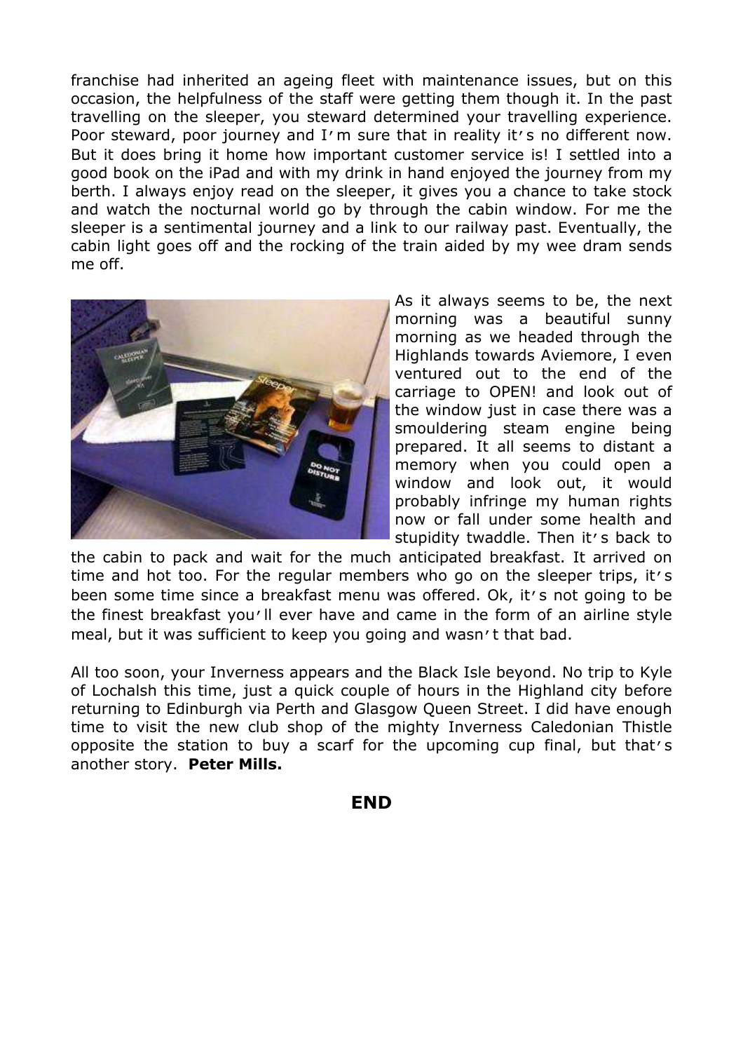franchise had inherited an ageing fleet with maintenance issues, but on this occasion, the helpfulness of the staff were getting them though it. In the past travelling on the sleeper, you steward determined your travelling experience. Poor steward, poor journey and I'm sure that in reality it's no different now. But it does bring it home how important customer service is! I settled into a good book on the iPad and with my drink in hand enjoyed the journey from my berth. I always enjoy read on the sleeper, it gives you a chance to take stock and watch the nocturnal world go by through the cabin window. For me the sleeper is a sentimental journey and a link to our railway past. Eventually, the cabin light goes off and the rocking of the train aided by my wee dram sends me off.

As it always seems to be, the next morning was a beautiful sunny morning as we headed through the Highlands towards Aviemore, I even ventured out to the end of the carriage to OPEN! and look out of the window just in case there was a smouldering steam engine being prepared. It all seems to distant a memory when you could open a window and look out, it would probably infringe my human rights now or fall under some health and stupidity twaddle. Then it's back to the cabin to pack and wait for the much anticipated breakfast. It arrived on time and hot too. For the regular members who go on the sleeper trips, it's been some time since a breakfast menu was offered. Ok, it's not going to be the finest breakfast you'll ever have and came in the form of an airline style meal, but it was sufficient to keep you going and wasn't that bad.

All too soon, your Inverness appears and the Black Isle beyond. No trip to Kyle of Lochalsh this time, just a quick couple of hours in the Highland city before returning to Edinburgh via Perth and Glasgow Queen Street. I did have enough time to visit the new club shop of the mighty Inverness Caledonian Thistle opposite the station to buy a scarf for the upcoming cup final, but that's another story. **Peter Mills.**

**END**